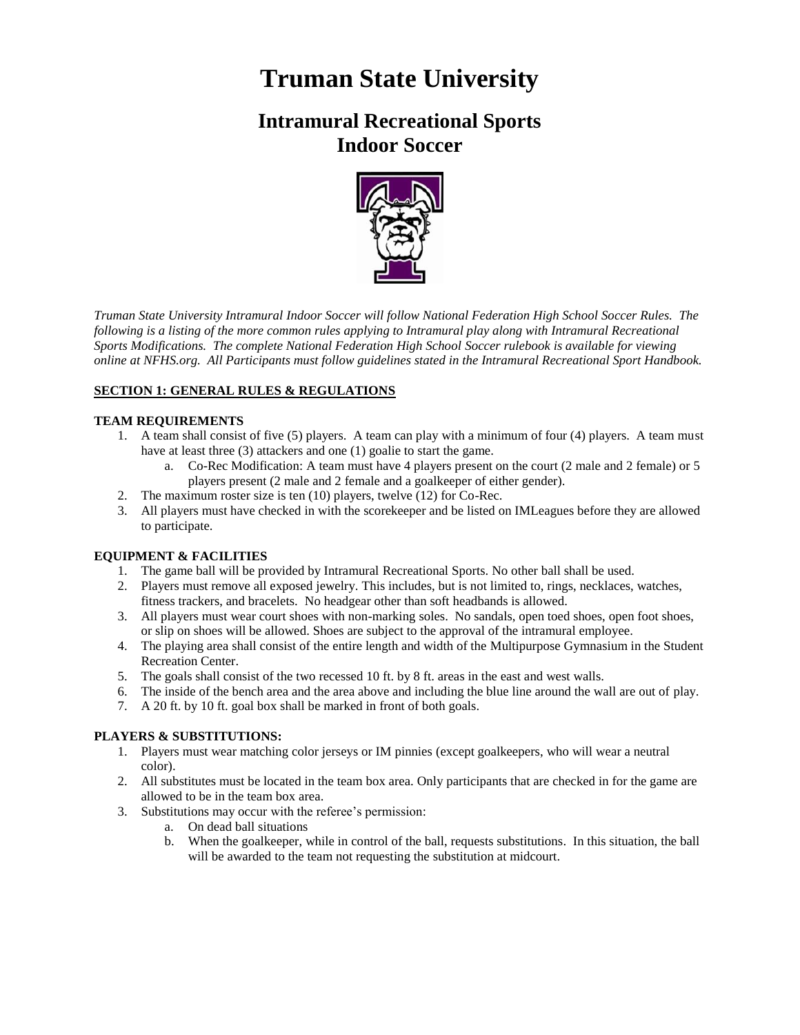# Truman State University

## Intramural Recreational Sports
## Indoor Soccer

*Truman State University Intramural Indoor Soccer will follow National Federation High School Soccer Rules. The following is a listing of the more common rules applying to Intramural play along with Intramural Recreational Sports Modifications. The complete National Federation High School Soccer rulebook is available for viewing online at NFHS.org. All Participants must follow guidelines stated in the Intramural Recreational Sport Handbook.*

### SECTION 1: GENERAL RULES & REGULATIONS

#### TEAM REQUIREMENTS

1. A team shall consist of five (5) players. A team can play with a minimum of four (4) players. A team must have at least three (3) attackers and one (1) goalie to start the game.
   a. Co-Rec Modification: A team must have 4 players present on the court (2 male and 2 female) or 5 players present (2 male and 2 female and a goalkeeper of either gender).
2. The maximum roster size is ten (10) players, twelve (12) for Co-Rec.
3. All players must have checked in with the scorekeeper and be listed on IMLeagues before they are allowed to participate.

#### EQUIPMENT & FACILITIES

1. The game ball will be provided by Intramural Recreational Sports. No other ball shall be used.
2. Players must remove all exposed jewelry. This includes, but is not limited to, rings, necklaces, watches, fitness trackers, and bracelets. No headgear other than soft headbands is allowed.
3. All players must wear court shoes with non-marking soles. No sandals, open toed shoes, open foot shoes, or slip on shoes will be allowed. Shoes are subject to the approval of the intramural employee.
4. The playing area shall consist of the entire length and width of the Multipurpose Gymnasium in the Student Recreation Center.
5. The goals shall consist of the two recessed 10 ft. by 8 ft. areas in the east and west walls.
6. The inside of the bench area and the area above and including the blue line around the wall are out of play.
7. A 20 ft. by 10 ft. goal box shall be marked in front of both goals.

#### PLAYERS & SUBSTITUTIONS:

1. Players must wear matching color jerseys or IM pinnies (except goalkeepers, who will wear a neutral color).
2. All substitutes must be located in the team box area. Only participants that are checked in for the game are allowed to be in the team box area.
3. Substitutions may occur with the referee's permission:
   a. On dead ball situations
   b. When the goalkeeper, while in control of the ball, requests substitutions. In this situation, the ball will be awarded to the team not requesting the substitution at midcourt.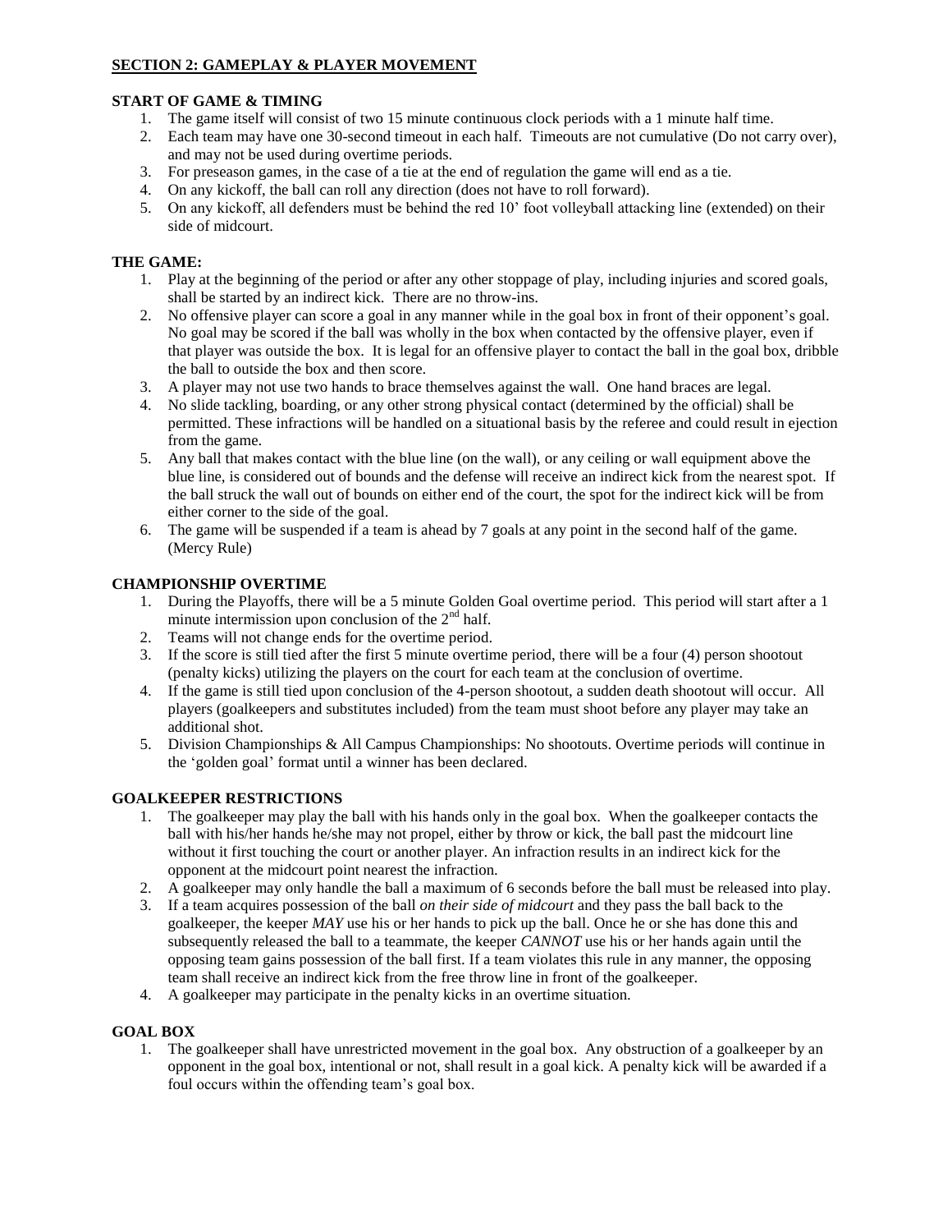## SECTION 2: GAMEPLAY & PLAYER MOVEMENT

### START OF GAME & TIMING

1. The game itself will consist of two 15 minute continuous clock periods with a 1 minute half time.
2. Each team may have one 30-second timeout in each half. Timeouts are not cumulative (Do not carry over), and may not be used during overtime periods.
3. For preseason games, in the case of a tie at the end of regulation the game will end as a tie.
4. On any kickoff, the ball can roll any direction (does not have to roll forward).
5. On any kickoff, all defenders must be behind the red 10' foot volleyball attacking line (extended) on their side of midcourt.

### THE GAME:

1. Play at the beginning of the period or after any other stoppage of play, including injuries and scored goals, shall be started by an indirect kick. There are no throw-ins.
2. No offensive player can score a goal in any manner while in the goal box in front of their opponent's goal. No goal may be scored if the ball was wholly in the box when contacted by the offensive player, even if that player was outside the box. It is legal for an offensive player to contact the ball in the goal box, dribble the ball to outside the box and then score.
3. A player may not use two hands to brace themselves against the wall. One hand braces are legal.
4. No slide tackling, boarding, or any other strong physical contact (determined by the official) shall be permitted. These infractions will be handled on a situational basis by the referee and could result in ejection from the game.
5. Any ball that makes contact with the blue line (on the wall), or any ceiling or wall equipment above the blue line, is considered out of bounds and the defense will receive an indirect kick from the nearest spot. If the ball struck the wall out of bounds on either end of the court, the spot for the indirect kick will be from either corner to the side of the goal.
6. The game will be suspended if a team is ahead by 7 goals at any point in the second half of the game. (Mercy Rule)

### CHAMPIONSHIP OVERTIME

1. During the Playoffs, there will be a 5 minute Golden Goal overtime period. This period will start after a 1 minute intermission upon conclusion of the 2nd half.
2. Teams will not change ends for the overtime period.
3. If the score is still tied after the first 5 minute overtime period, there will be a four (4) person shootout (penalty kicks) utilizing the players on the court for each team at the conclusion of overtime.
4. If the game is still tied upon conclusion of the 4-person shootout, a sudden death shootout will occur. All players (goalkeepers and substitutes included) from the team must shoot before any player may take an additional shot.
5. Division Championships & All Campus Championships: No shootouts. Overtime periods will continue in the 'golden goal' format until a winner has been declared.

### GOALKEEPER RESTRICTIONS

1. The goalkeeper may play the ball with his hands only in the goal box. When the goalkeeper contacts the ball with his/her hands he/she may not propel, either by throw or kick, the ball past the midcourt line without it first touching the court or another player. An infraction results in an indirect kick for the opponent at the midcourt point nearest the infraction.
2. A goalkeeper may only handle the ball a maximum of 6 seconds before the ball must be released into play.
3. If a team acquires possession of the ball *on their side of midcourt* and they pass the ball back to the goalkeeper, the keeper *MAY* use his or her hands to pick up the ball. Once he or she has done this and subsequently released the ball to a teammate, the keeper *CANNOT* use his or her hands again until the opposing team gains possession of the ball first. If a team violates this rule in any manner, the opposing team shall receive an indirect kick from the free throw line in front of the goalkeeper.
4. A goalkeeper may participate in the penalty kicks in an overtime situation.

### GOAL BOX

1. The goalkeeper shall have unrestricted movement in the goal box. Any obstruction of a goalkeeper by an opponent in the goal box, intentional or not, shall result in a goal kick. A penalty kick will be awarded if a foul occurs within the offending team's goal box.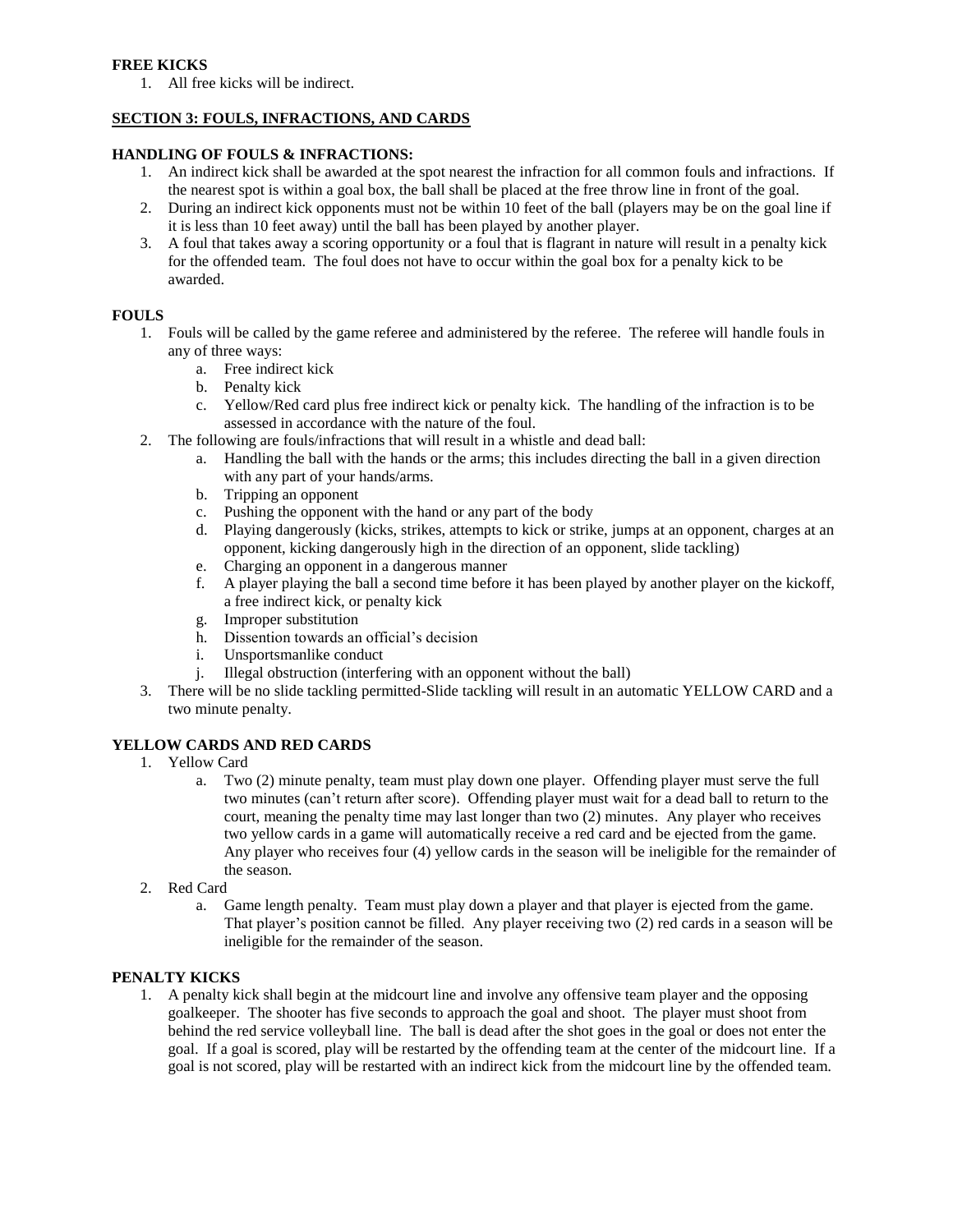### FREE KICKS

1. All free kicks will be indirect.

## SECTION 3: FOULS, INFRACTIONS, AND CARDS

### HANDLING OF FOULS & INFRACTIONS:

1. An indirect kick shall be awarded at the spot nearest the infraction for all common fouls and infractions. If the nearest spot is within a goal box, the ball shall be placed at the free throw line in front of the goal.
2. During an indirect kick opponents must not be within 10 feet of the ball (players may be on the goal line if it is less than 10 feet away) until the ball has been played by another player.
3. A foul that takes away a scoring opportunity or a foul that is flagrant in nature will result in a penalty kick for the offended team. The foul does not have to occur within the goal box for a penalty kick to be awarded.

### FOULS

1. Fouls will be called by the game referee and administered by the referee. The referee will handle fouls in any of three ways:
   a. Free indirect kick
   b. Penalty kick
   c. Yellow/Red card plus free indirect kick or penalty kick. The handling of the infraction is to be assessed in accordance with the nature of the foul.
2. The following are fouls/infractions that will result in a whistle and dead ball:
   a. Handling the ball with the hands or the arms; this includes directing the ball in a given direction with any part of your hands/arms.
   b. Tripping an opponent
   c. Pushing the opponent with the hand or any part of the body
   d. Playing dangerously (kicks, strikes, attempts to kick or strike, jumps at an opponent, charges at an opponent, kicking dangerously high in the direction of an opponent, slide tackling)
   e. Charging an opponent in a dangerous manner
   f. A player playing the ball a second time before it has been played by another player on the kickoff, a free indirect kick, or penalty kick
   g. Improper substitution
   h. Dissention towards an official's decision
   i. Unsportsmanlike conduct
   j. Illegal obstruction (interfering with an opponent without the ball)
3. There will be no slide tackling permitted-Slide tackling will result in an automatic YELLOW CARD and a two minute penalty.

### YELLOW CARDS AND RED CARDS

1. Yellow Card
   a. Two (2) minute penalty, team must play down one player. Offending player must serve the full two minutes (can't return after score). Offending player must wait for a dead ball to return to the court, meaning the penalty time may last longer than two (2) minutes. Any player who receives two yellow cards in a game will automatically receive a red card and be ejected from the game. Any player who receives four (4) yellow cards in the season will be ineligible for the remainder of the season.
2. Red Card
   a. Game length penalty. Team must play down a player and that player is ejected from the game. That player's position cannot be filled. Any player receiving two (2) red cards in a season will be ineligible for the remainder of the season.

### PENALTY KICKS

1. A penalty kick shall begin at the midcourt line and involve any offensive team player and the opposing goalkeeper. The shooter has five seconds to approach the goal and shoot. The player must shoot from behind the red service volleyball line. The ball is dead after the shot goes in the goal or does not enter the goal. If a goal is scored, play will be restarted by the offending team at the center of the midcourt line. If a goal is not scored, play will be restarted with an indirect kick from the midcourt line by the offended team.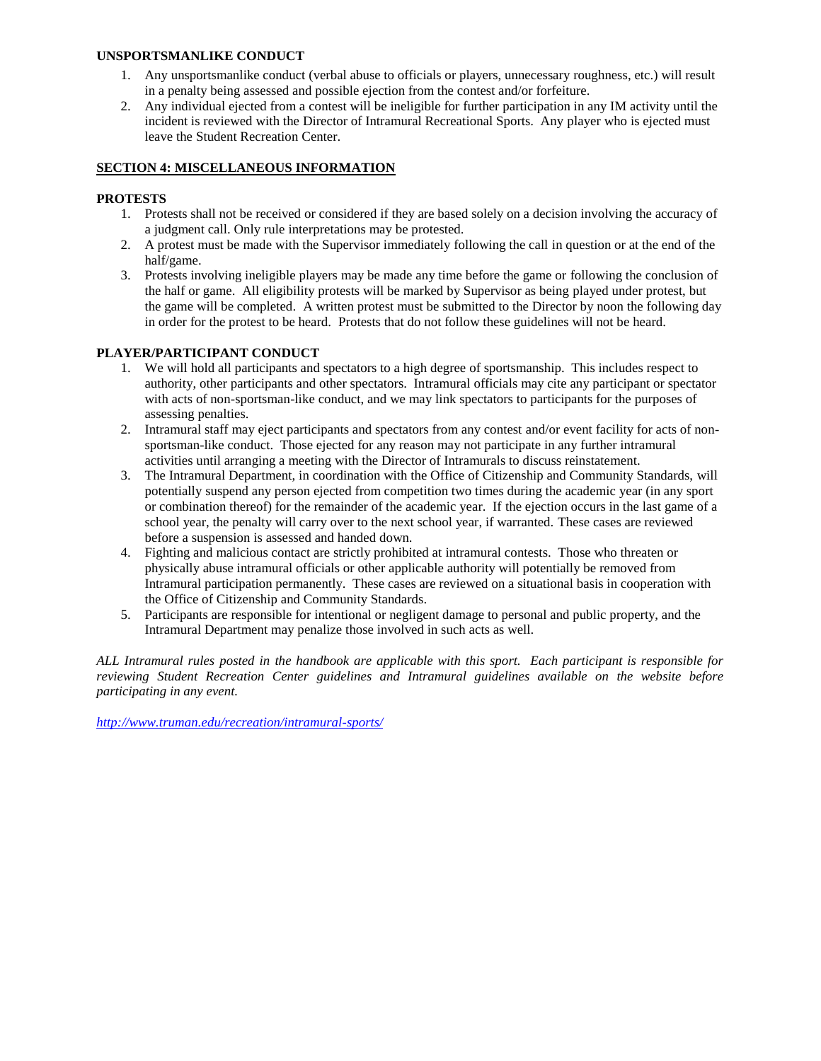**UNSPORTSMANLIKE CONDUCT**

1. Any unsportsmanlike conduct (verbal abuse to officials or players, unnecessary roughness, etc.) will result in a penalty being assessed and possible ejection from the contest and/or forfeiture.
2. Any individual ejected from a contest will be ineligible for further participation in any IM activity until the incident is reviewed with the Director of Intramural Recreational Sports. Any player who is ejected must leave the Student Recreation Center.

## SECTION 4: MISCELLANEOUS INFORMATION

**PROTESTS**

1. Protests shall not be received or considered if they are based solely on a decision involving the accuracy of a judgment call. Only rule interpretations may be protested.
2. A protest must be made with the Supervisor immediately following the call in question or at the end of the half/game.
3. Protests involving ineligible players may be made any time before the game or following the conclusion of the half or game. All eligibility protests will be marked by Supervisor as being played under protest, but the game will be completed. A written protest must be submitted to the Director by noon the following day in order for the protest to be heard. Protests that do not follow these guidelines will not be heard.

**PLAYER/PARTICIPANT CONDUCT**

1. We will hold all participants and spectators to a high degree of sportsmanship. This includes respect to authority, other participants and other spectators. Intramural officials may cite any participant or spectator with acts of non-sportsman-like conduct, and we may link spectators to participants for the purposes of assessing penalties.
2. Intramural staff may eject participants and spectators from any contest and/or event facility for acts of non-sportsman-like conduct. Those ejected for any reason may not participate in any further intramural activities until arranging a meeting with the Director of Intramurals to discuss reinstatement.
3. The Intramural Department, in coordination with the Office of Citizenship and Community Standards, will potentially suspend any person ejected from competition two times during the academic year (in any sport or combination thereof) for the remainder of the academic year. If the ejection occurs in the last game of a school year, the penalty will carry over to the next school year, if warranted. These cases are reviewed before a suspension is assessed and handed down.
4. Fighting and malicious contact are strictly prohibited at intramural contests. Those who threaten or physically abuse intramural officials or other applicable authority will potentially be removed from Intramural participation permanently. These cases are reviewed on a situational basis in cooperation with the Office of Citizenship and Community Standards.
5. Participants are responsible for intentional or negligent damage to personal and public property, and the Intramural Department may penalize those involved in such acts as well.

*ALL Intramural rules posted in the handbook are applicable with this sport. Each participant is responsible for reviewing Student Recreation Center guidelines and Intramural guidelines available on the website before participating in any event.*

*http://www.truman.edu/recreation/intramural-sports/*